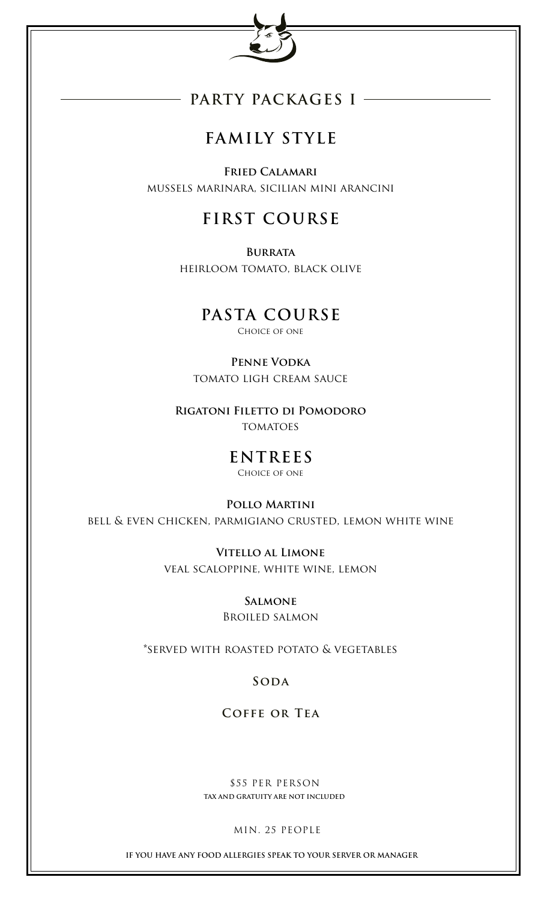## PARTY PACKAGES I

## FAMILY STYLE

**Fried Calamari**
MUSSELS MARINARA, SICILIAN MINI ARANCINI

## FIRST COURSE

**Burrata**
HEIRLOOM TOMATO, BLACK OLIVE

## PASTA COURSE

Choice of one

**Penne Vodka**
TOMATO LIGH CREAM SAUCE

**Rigatoni Filetto di Pomodoro**
TOMATOES

## ENTREES

Choice of one

**Pollo Martini**
BELL & EVEN CHICKEN, PARMIGIANO CRUSTED, LEMON WHITE WINE

**Vitello al Limone**
VEAL SCALOPPINE, WHITE WINE, LEMON

**Salmone**
Broiled salmon

*SERVED WITH ROASTED POTATO & VEGETABLES

**Soda**

**Coffe or Tea**

$55 PER PERSON
**TAX AND GRATUITY ARE NOT INCLUDED**

MIN. 25 PEOPLE

**IF YOU HAVE ANY FOOD ALLERGIES SPEAK TO YOUR SERVER OR MANAGER**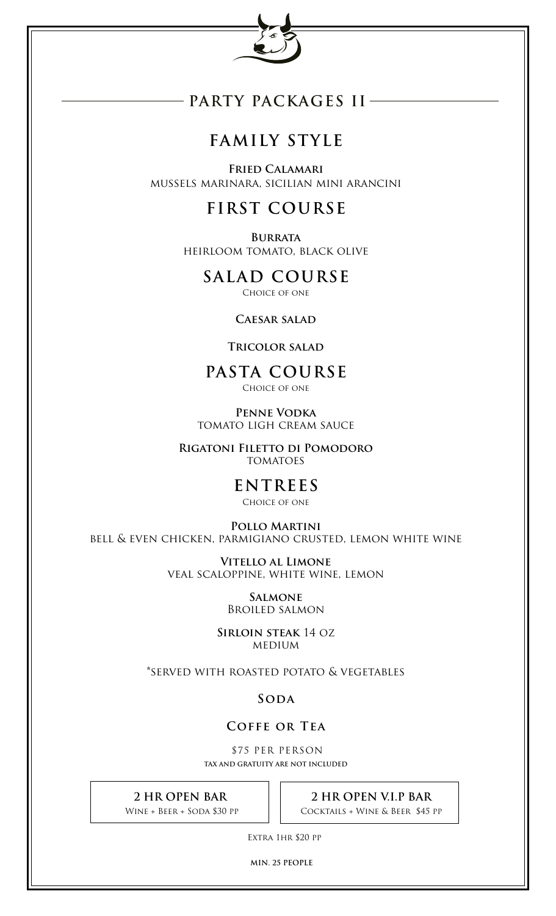# PARTY PACKAGES II

## FAMILY STYLE

**Fried Calamari**
MUSSELS MARINARA, SICILIAN MINI ARANCINI

## FIRST COURSE

**Burrata**
HEIRLOOM TOMATO, BLACK OLIVE

## SALAD COURSE

Choice of one

**Caesar salad**

**Tricolor salad**

## PASTA COURSE

Choice of one

**Penne Vodka**
TOMATO LIGH CREAM SAUCE

**Rigatoni Filetto di Pomodoro**
TOMATOES

## ENTREES

Choice of one

**Pollo Martini**
BELL & EVEN CHICKEN, PARMIGIANO CRUSTED, LEMON WHITE WINE

**Vitello al Limone**
VEAL SCALOPPINE, WHITE WINE, LEMON

**Salmone**
Broiled salmon

**Sirloin steak** 14 OZ
MEDIUM

*SERVED WITH ROASTED POTATO & VEGETABLES

**Soda**

**Coffe or Tea**

$75 PER PERSON
**TAX AND GRATUITY ARE NOT INCLUDED**

**2 HR OPEN BAR**
Wine + Beer + Soda $30 pp

**2 HR OPEN V.I.P BAR**
Cocktails + Wine & Beer $45 pp

Extra 1hr $20 pp

**MIN. 25 PEOPLE**